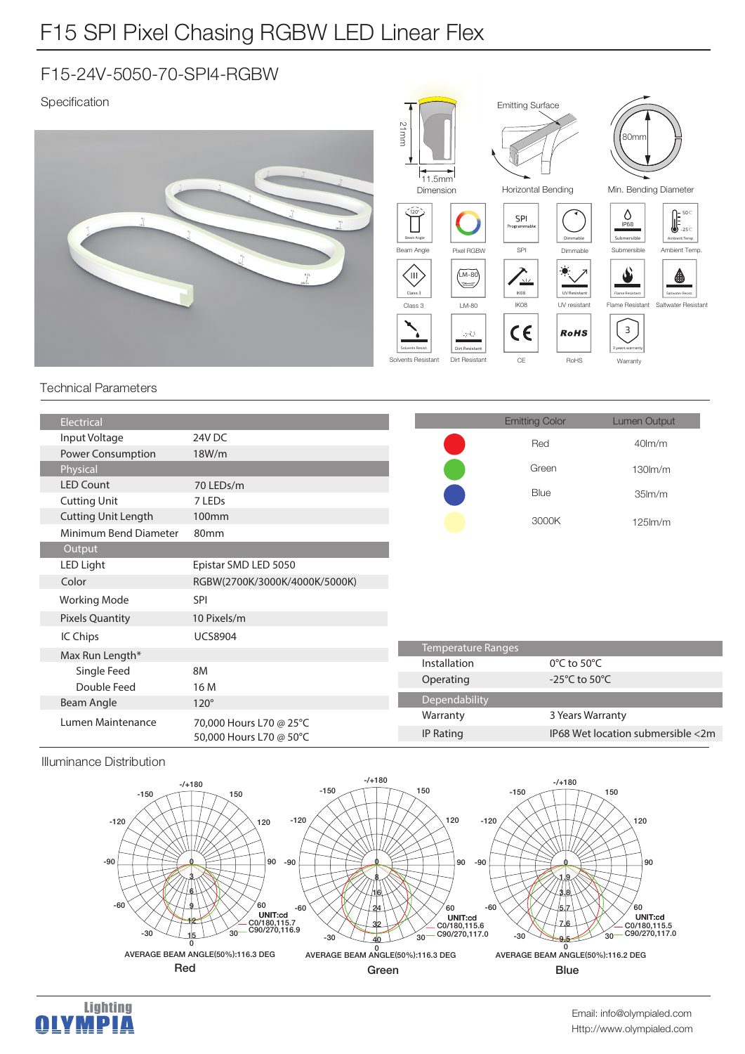# F15 SPI Pixel Chasing RGBW LED Linear Flex

## F15-24V-5050-70-SPI4-RGBW

Specification

21mm
11.5mm
Dimension

Emitting Surface
Horizontal Bending

80mm
Min. Bending Diameter

Beam Angle | Pixel RGBW | SPI | Dimmable | Submersible | Ambient Temp.

Class 3 | LM-80 | IK08 | UV resistant | Flame Resistant | Saltwater Resistant

Solvents Resistant | Dirt Resistant | CE | RoHS | Warranty

### Technical Parameters

| Electrical | |
|---|---|
| Input Voltage | 24V DC |
| Power Consumption | 18W/m |
| **Physical** | |
| LED Count | 70 LEDs/m |
| Cutting Unit | 7 LEDs |
| Cutting Unit Length | 100mm |
| Minimum Bend Diameter | 80mm |
| **Output** | |
| LED Light | Epistar SMD LED 5050 |
| Color | RGBW(2700K/3000K/4000K/5000K) |
| Working Mode | SPI |
| Pixels Quantity | 10 Pixels/m |
| IC Chips | UCS8904 |
| Max Run Length* | |
| Single Feed | 8M |
| Double Feed | 16 M |
| Beam Angle | 120° |
| Lumen Maintenance | 70,000 Hours L70 @ 25°C<br>50,000 Hours L70 @ 50°C |

| Emitting Color | Lumen Output |
|---|---|
| Red | 40lm/m |
| Green | 130lm/m |
| Blue | 35lm/m |
| 3000K | 125lm/m |

| Temperature Ranges | |
|---|---|
| Installation | 0°C to 50°C |
| Operating | -25°C to 50°C |
| **Dependability** | |
| Warranty | 3 Years Warranty |
| IP Rating | IP68 Wet location submersible <2m |

### Illuminance Distribution

Red: UNIT:cd; C0/180,115.7; C90/270,116.9; AVERAGE BEAM ANGLE(50%):116.3 DEG

Green: UNIT:cd; C0/180,115.6; C90/270,117.0; AVERAGE BEAM ANGLE(50%):116.3 DEG

Blue: UNIT:cd; C0/180,115.5; C90/270,117.0; AVERAGE BEAM ANGLE(50%):116.2 DEG

Lighting OLYMPIA

Email: info@olympialed.com
Http://www.olympialed.com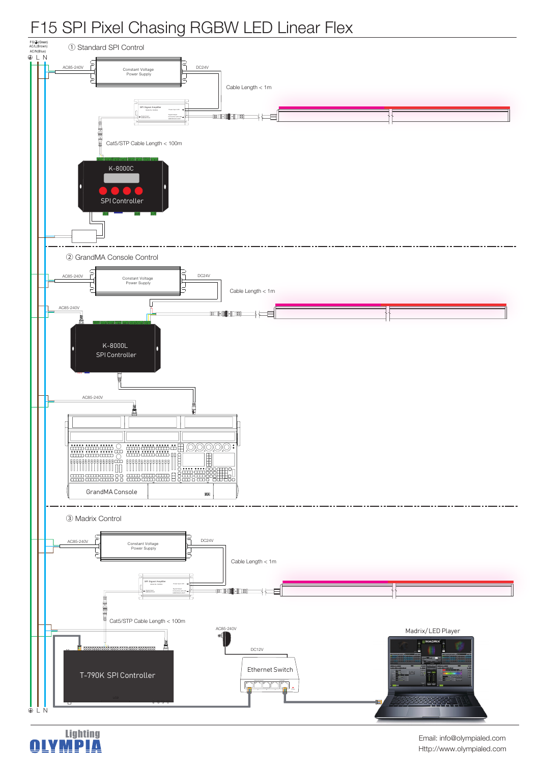# F15 SPI Pixel Chasing RGBW LED Linear Flex

FG(⏚)(Green)
AC/L(Brown)
AC/N(Blue)

⏚ L N

① Standard SPI Control

AC85-240V

Constant Voltage Power Supply

DC24V

Cable Length < 1m

SPI Signal Amplifier

Cat5/STP Cable Length < 100m

K-8000C

SPI Controller

② GrandMA Console Control

AC85-240V

Constant Voltage Power Supply

DC24V

Cable Length < 1m

AC85-240V

K-8000L
SPI Controller

AC85-240V

GrandMA Console

③ Madrix Control

AC85-240V

Constant Voltage Power Supply

DC24V

Cable Length < 1m

SPI Signal Amplifier

Cat5/STP Cable Length < 100m

AC85-240V

DC12V

Madrix/LED Player

T-790K SPI Controller

Ethernet Switch

⏚ L N

Lighting
OLYMPIA

Email: info@olympialed.com
Http://www.olympialed.com